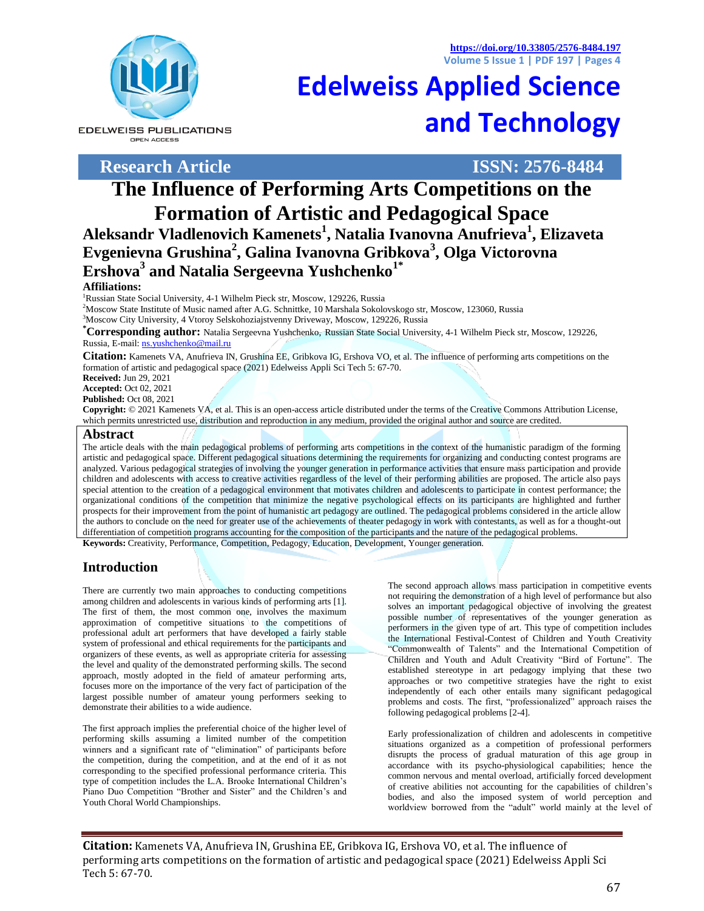https://doi.org/10.33805/2576-8484.197

# Edelweiss Applied Science and Technology

**Research Article** **ISSN: 2576-8484**

# The Influence of Performing Arts Competitions on the Formation of Artistic and Pedagogical Space

**Aleksandr Vladlenovich Kamenets[1], Natalia Ivanovna Anufrieva[1], Elizaveta Evgenievna Grushina[2], Galina Ivanovna Gribkova[3], Olga Victorovna Ershova[3] and Natalia Sergeevna Yushchenko[1*]**

**Affiliations:**

[1]Russian State Social University, 4-1 Wilhelm Pieck str, Moscow, 129226, Russia

[2]Moscow State Institute of Music named after A.G. Schnittke, 10 Marshala Sokolovskogo str, Moscow, 123060, Russia

[3]Moscow City University, 4 Vtoroy Selskohoziajstvenny Driveway, Moscow, 129226, Russia

**[*]Corresponding author:** Natalia Sergeevna Yushchenko, Russian State Social University, 4-1 Wilhelm Pieck str, Moscow, 129226, Russia, E-mail: ns.yushchenko@mail.ru

**Citation:** Kamenets VA, Anufrieva IN, Grushina EE, Gribkova IG, Ershova VO, et al. The influence of performing arts competitions on the formation of artistic and pedagogical space (2021) Edelweiss Appli Sci Tech 5: 67-70.

**Received:** Jun 29, 2021

**Accepted:** Oct 02, 2021

**Published:** Oct 08, 2021

**Copyright:** © 2021 Kamenets VA, et al. This is an open-access article distributed under the terms of the Creative Commons Attribution License, which permits unrestricted use, distribution and reproduction in any medium, provided the original author and source are credited.

## Abstract

The article deals with the main pedagogical problems of performing arts competitions in the context of the humanistic paradigm of the forming artistic and pedagogical space. Different pedagogical situations determining the requirements for organizing and conducting contest programs are analyzed. Various pedagogical strategies of involving the younger generation in performance activities that ensure mass participation and provide children and adolescents with access to creative activities regardless of the level of their performing abilities are proposed. The article also pays special attention to the creation of a pedagogical environment that motivates children and adolescents to participate in contest performance; the organizational conditions of the competition that minimize the negative psychological effects on its participants are highlighted and further prospects for their improvement from the point of humanistic art pedagogy are outlined. The pedagogical problems considered in the article allow the authors to conclude on the need for greater use of the achievements of theater pedagogy in work with contestants, as well as for a thought-out differentiation of competition programs accounting for the composition of the participants and the nature of the pedagogical problems.

**Keywords:** Creativity, Performance, Competition, Pedagogy, Education, Development, Younger generation.

## Introduction

There are currently two main approaches to conducting competitions among children and adolescents in various kinds of performing arts [1]. The first of them, the most common one, involves the maximum approximation of competitive situations to the competitions of professional adult art performers that have developed a fairly stable system of professional and ethical requirements for the participants and organizers of these events, as well as appropriate criteria for assessing the level and quality of the demonstrated performing skills. The second approach, mostly adopted in the field of amateur performing arts, focuses more on the importance of the very fact of participation of the largest possible number of amateur young performers seeking to demonstrate their abilities to a wide audience.

The first approach implies the preferential choice of the higher level of performing skills assuming a limited number of the competition winners and a significant rate of "elimination" of participants before the competition, during the competition, and at the end of it as not corresponding to the specified professional performance criteria. This type of competition includes the L.A. Brooke International Children's Piano Duo Competition "Brother and Sister" and the Children's and Youth Choral World Championships.

The second approach allows mass participation in competitive events not requiring the demonstration of a high level of performance but also solves an important pedagogical objective of involving the greatest possible number of representatives of the younger generation as performers in the given type of art. This type of competition includes the International Festival-Contest of Children and Youth Creativity "Commonwealth of Talents" and the International Competition of Children and Youth and Adult Creativity "Bird of Fortune". The established stereotype in art pedagogy implying that these two approaches or two competitive strategies have the right to exist independently of each other entails many significant pedagogical problems and costs. The first, "professionalized" approach raises the following pedagogical problems [2-4].

Early professionalization of children and adolescents in competitive situations organized as a competition of professional performers disrupts the process of gradual maturation of this age group in accordance with its psycho-physiological capabilities; hence the common nervous and mental overload, artificially forced development of creative abilities not accounting for the capabilities of children's bodies, and also the imposed system of world perception and worldview borrowed from the "adult" world mainly at the level of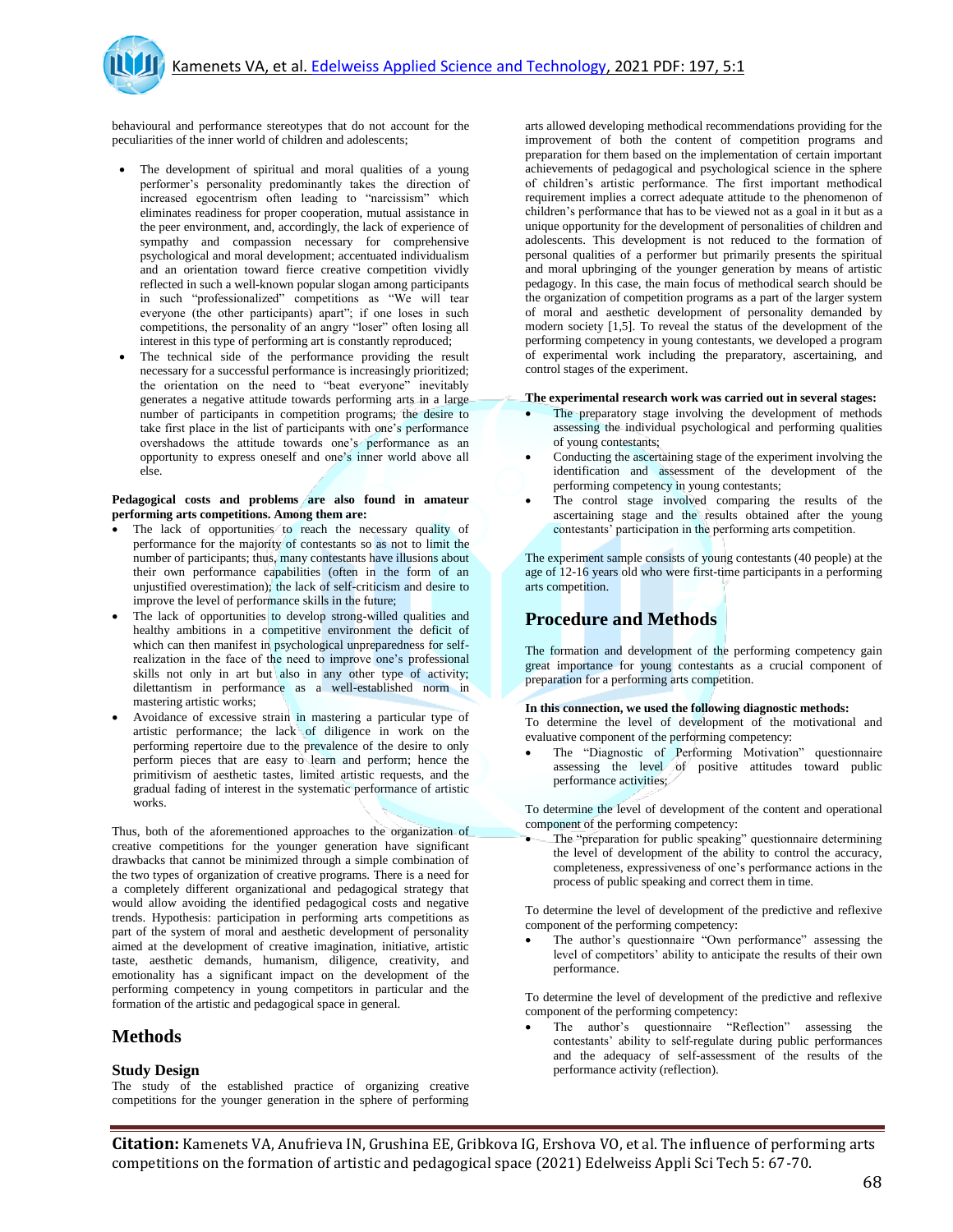behavioural and performance stereotypes that do not account for the peculiarities of the inner world of children and adolescents;

- The development of spiritual and moral qualities of a young performer's personality predominantly takes the direction of increased egocentrism often leading to "narcissism" which eliminates readiness for proper cooperation, mutual assistance in the peer environment, and, accordingly, the lack of experience of sympathy and compassion necessary for comprehensive psychological and moral development; accentuated individualism and an orientation toward fierce creative competition vividly reflected in such a well-known popular slogan among participants in such "professionalized" competitions as "We will tear everyone (the other participants) apart"; if one loses in such competitions, the personality of an angry "loser" often losing all interest in this type of performing art is constantly reproduced;
- The technical side of the performance providing the result necessary for a successful performance is increasingly prioritized; the orientation on the need to "beat everyone" inevitably generates a negative attitude towards performing arts in a large number of participants in competition programs; the desire to take first place in the list of participants with one's performance overshadows the attitude towards one's performance as an opportunity to express oneself and one's inner world above all else.

**Pedagogical costs and problems are also found in amateur performing arts competitions. Among them are:**

- The lack of opportunities to reach the necessary quality of performance for the majority of contestants so as not to limit the number of participants; thus, many contestants have illusions about their own performance capabilities (often in the form of an unjustified overestimation); the lack of self-criticism and desire to improve the level of performance skills in the future;
- The lack of opportunities to develop strong-willed qualities and healthy ambitions in a competitive environment the deficit of which can then manifest in psychological unpreparedness for self-realization in the face of the need to improve one's professional skills not only in art but also in any other type of activity; dilettantism in performance as a well-established norm in mastering artistic works;
- Avoidance of excessive strain in mastering a particular type of artistic performance; the lack of diligence in work on the performing repertoire due to the prevalence of the desire to only perform pieces that are easy to learn and perform; hence the primitivism of aesthetic tastes, limited artistic requests, and the gradual fading of interest in the systematic performance of artistic works.

Thus, both of the aforementioned approaches to the organization of creative competitions for the younger generation have significant drawbacks that cannot be minimized through a simple combination of the two types of organization of creative programs. There is a need for a completely different organizational and pedagogical strategy that would allow avoiding the identified pedagogical costs and negative trends. Hypothesis: participation in performing arts competitions as part of the system of moral and aesthetic development of personality aimed at the development of creative imagination, initiative, artistic taste, aesthetic demands, humanism, diligence, creativity, and emotionality has a significant impact on the development of the performing competency in young competitors in particular and the formation of the artistic and pedagogical space in general.

## Methods

### Study Design

The study of the established practice of organizing creative competitions for the younger generation in the sphere of performing arts allowed developing methodical recommendations providing for the improvement of both the content of competition programs and preparation for them based on the implementation of certain important achievements of pedagogical and psychological science in the sphere of children's artistic performance. The first important methodical requirement implies a correct adequate attitude to the phenomenon of children's performance that has to be viewed not as a goal in it but as a unique opportunity for the development of personalities of children and adolescents. This development is not reduced to the formation of personal qualities of a performer but primarily presents the spiritual and moral upbringing of the younger generation by means of artistic pedagogy. In this case, the main focus of methodical search should be the organization of competition programs as a part of the larger system of moral and aesthetic development of personality demanded by modern society [1,5]. To reveal the status of the development of the performing competency in young contestants, we developed a program of experimental work including the preparatory, ascertaining, and control stages of the experiment.

**The experimental research work was carried out in several stages:**

- The preparatory stage involving the development of methods assessing the individual psychological and performing qualities of young contestants;
- Conducting the ascertaining stage of the experiment involving the identification and assessment of the development of the performing competency in young contestants;
- The control stage involved comparing the results of the ascertaining stage and the results obtained after the young contestants' participation in the performing arts competition.

The experiment sample consists of young contestants (40 people) at the age of 12-16 years old who were first-time participants in a performing arts competition.

## Procedure and Methods

The formation and development of the performing competency gain great importance for young contestants as a crucial component of preparation for a performing arts competition.

**In this connection, we used the following diagnostic methods:**

To determine the level of development of the motivational and evaluative component of the performing competency:

- The "Diagnostic of Performing Motivation" questionnaire assessing the level of positive attitudes toward public performance activities;

To determine the level of development of the content and operational component of the performing competency:

- The "preparation for public speaking" questionnaire determining the level of development of the ability to control the accuracy, completeness, expressiveness of one's performance actions in the process of public speaking and correct them in time.

To determine the level of development of the predictive and reflexive component of the performing competency:

- The author's questionnaire "Own performance" assessing the level of competitors' ability to anticipate the results of their own performance.

To determine the level of development of the predictive and reflexive component of the performing competency:

- The author's questionnaire "Reflection" assessing the contestants' ability to self-regulate during public performances and the adequacy of self-assessment of the results of the performance activity (reflection).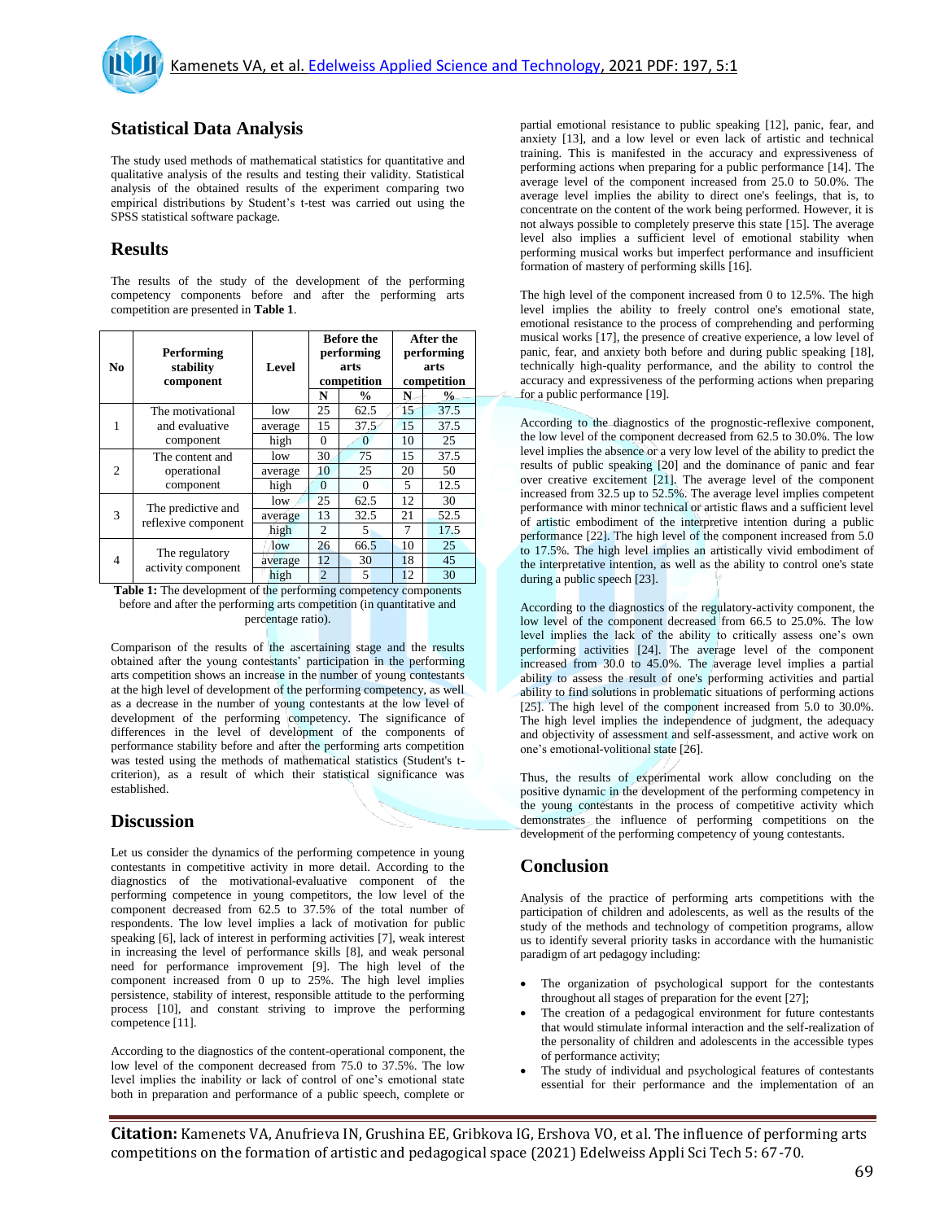## Statistical Data Analysis

The study used methods of mathematical statistics for quantitative and qualitative analysis of the results and testing their validity. Statistical analysis of the obtained results of the experiment comparing two empirical distributions by Student's t-test was carried out using the SPSS statistical software package.

## Results

The results of the study of the development of the performing competency components before and after the performing arts competition are presented in **Table 1**.

| No | Performing stability component | Level | Before the performing arts competition | | After the performing arts competition | |
|---|---|---|---|---|---|---|
| | | | N | % | N | % |
| 1 | The motivational and evaluative component | low | 25 | 62.5 | 15 | 37.5 |
| | | average | 15 | 37.5 | 15 | 37.5 |
| | | high | 0 | 0 | 10 | 25 |
| 2 | The content and operational component | low | 30 | 75 | 15 | 37.5 |
| | | average | 10 | 25 | 20 | 50 |
| | | high | 0 | 0 | 5 | 12.5 |
| 3 | The predictive and reflexive component | low | 25 | 62.5 | 12 | 30 |
| | | average | 13 | 32.5 | 21 | 52.5 |
| | | high | 2 | 5 | 7 | 17.5 |
| 4 | The regulatory activity component | low | 26 | 66.5 | 10 | 25 |
| | | average | 12 | 30 | 18 | 45 |
| | | high | 2 | 5 | 12 | 30 |

**Table 1:** The development of the performing competency components before and after the performing arts competition (in quantitative and percentage ratio).

Comparison of the results of the ascertaining stage and the results obtained after the young contestants' participation in the performing arts competition shows an increase in the number of young contestants at the high level of development of the performing competency, as well as a decrease in the number of young contestants at the low level of development of the performing competency. The significance of differences in the level of development of the components of performance stability before and after the performing arts competition was tested using the methods of mathematical statistics (Student's t-criterion), as a result of which their statistical significance was established.

## Discussion

Let us consider the dynamics of the performing competence in young contestants in competitive activity in more detail. According to the diagnostics of the motivational-evaluative component of the performing competence in young competitors, the low level of the component decreased from 62.5 to 37.5% of the total number of respondents. The low level implies a lack of motivation for public speaking [6], lack of interest in performing activities [7], weak interest in increasing the level of performance skills [8], and weak personal need for performance improvement [9]. The high level of the component increased from 0 up to 25%. The high level implies persistence, stability of interest, responsible attitude to the performing process [10], and constant striving to improve the performing competence [11].

According to the diagnostics of the content-operational component, the low level of the component decreased from 75.0 to 37.5%. The low level implies the inability or lack of control of one's emotional state both in preparation and performance of a public speech, complete or partial emotional resistance to public speaking [12], panic, fear, and anxiety [13], and a low level or even lack of artistic and technical training. This is manifested in the accuracy and expressiveness of performing actions when preparing for a public performance [14]. The average level of the component increased from 25.0 to 50.0%. The average level implies the ability to direct one's feelings, that is, to concentrate on the content of the work being performed. However, it is not always possible to completely preserve this state [15]. The average level also implies a sufficient level of emotional stability when performing musical works but imperfect performance and insufficient formation of mastery of performing skills [16].

The high level of the component increased from 0 to 12.5%. The high level implies the ability to freely control one's emotional state, emotional resistance to the process of comprehending and performing musical works [17], the presence of creative experience, a low level of panic, fear, and anxiety both before and during public speaking [18], technically high-quality performance, and the ability to control the accuracy and expressiveness of the performing actions when preparing for a public performance [19].

According to the diagnostics of the prognostic-reflexive component, the low level of the component decreased from 62.5 to 30.0%. The low level implies the absence or a very low level of the ability to predict the results of public speaking [20] and the dominance of panic and fear over creative excitement [21]. The average level of the component increased from 32.5 up to 52.5%. The average level implies competent performance with minor technical or artistic flaws and a sufficient level of artistic embodiment of the interpretive intention during a public performance [22]. The high level of the component increased from 5.0 to 17.5%. The high level implies an artistically vivid embodiment of the interpretative intention, as well as the ability to control one's state during a public speech [23].

According to the diagnostics of the regulatory-activity component, the low level of the component decreased from 66.5 to 25.0%. The low level implies the lack of the ability to critically assess one's own performing activities [24]. The average level of the component increased from 30.0 to 45.0%. The average level implies a partial ability to assess the result of one's performing activities and partial ability to find solutions in problematic situations of performing actions [25]. The high level of the component increased from 5.0 to 30.0%. The high level implies the independence of judgment, the adequacy and objectivity of assessment and self-assessment, and active work on one's emotional-volitional state [26].

Thus, the results of experimental work allow concluding on the positive dynamic in the development of the performing competency in the young contestants in the process of competitive activity which demonstrates the influence of performing competitions on the development of the performing competency of young contestants.

## Conclusion

Analysis of the practice of performing arts competitions with the participation of children and adolescents, as well as the results of the study of the methods and technology of competition programs, allow us to identify several priority tasks in accordance with the humanistic paradigm of art pedagogy including:

- The organization of psychological support for the contestants throughout all stages of preparation for the event [27];
- The creation of a pedagogical environment for future contestants that would stimulate informal interaction and the self-realization of the personality of children and adolescents in the accessible types of performance activity;
- The study of individual and psychological features of contestants essential for their performance and the implementation of an

**Citation:** Kamenets VA, Anufrieva IN, Grushina EE, Gribkova IG, Ershova VO, et al. The influence of performing arts competitions on the formation of artistic and pedagogical space (2021) Edelweiss Appli Sci Tech 5: 67-70.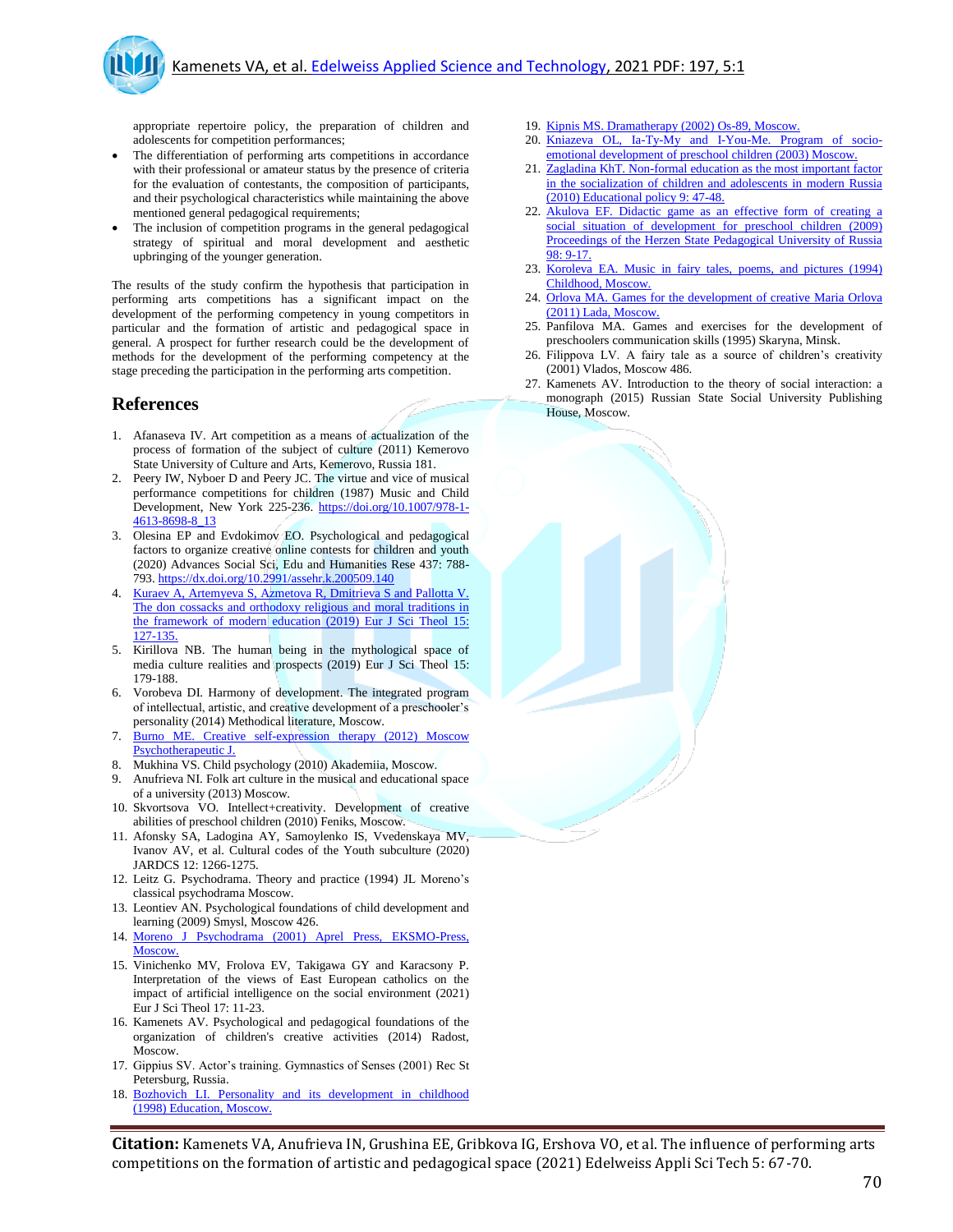appropriate repertoire policy, the preparation of children and adolescents for competition performances;

- The differentiation of performing arts competitions in accordance with their professional or amateur status by the presence of criteria for the evaluation of contestants, the composition of participants, and their psychological characteristics while maintaining the above mentioned general pedagogical requirements;
- The inclusion of competition programs in the general pedagogical strategy of spiritual and moral development and aesthetic upbringing of the younger generation.

The results of the study confirm the hypothesis that participation in performing arts competitions has a significant impact on the development of the performing competency in young competitors in particular and the formation of artistic and pedagogical space in general. A prospect for further research could be the development of methods for the development of the performing competency at the stage preceding the participation in the performing arts competition.

## References

1. Afanaseva IV. Art competition as a means of actualization of the process of formation of the subject of culture (2011) Kemerovo State University of Culture and Arts, Kemerovo, Russia 181.
2. Peery IW, Nyboer D and Peery JC. The virtue and vice of musical performance competitions for children (1987) Music and Child Development, New York 225-236. https://doi.org/10.1007/978-1-4613-8698-8_13
3. Olesina EP and Evdokimov EO. Psychological and pedagogical factors to organize creative online contests for children and youth (2020) Advances Social Sci, Edu and Humanities Rese 437: 788-793. https://dx.doi.org/10.2991/assehr.k.200509.140
4. Kuraev A, Artemyeva S, Azmetova R, Dmitrieva S and Pallotta V. The don cossacks and orthodoxy religious and moral traditions in the framework of modern education (2019) Eur J Sci Theol 15: 127-135.
5. Kirillova NB. The human being in the mythological space of media culture realities and prospects (2019) Eur J Sci Theol 15: 179-188.
6. Vorobeva DI. Harmony of development. The integrated program of intellectual, artistic, and creative development of a preschooler's personality (2014) Methodical literature, Moscow.
7. Burno ME. Creative self-expression therapy (2012) Moscow Psychotherapeutic J.
8. Mukhina VS. Child psychology (2010) Akademiia, Moscow.
9. Anufrieva NI. Folk art culture in the musical and educational space of a university (2013) Moscow.
10. Skvortsova VO. Intellect+creativity. Development of creative abilities of preschool children (2010) Feniks, Moscow.
11. Afonsky SA, Ladogina AY, Samoylenko IS, Vvedenskaya MV, Ivanov AV, et al. Cultural codes of the Youth subculture (2020) JARDCS 12: 1266-1275.
12. Leitz G. Psychodrama. Theory and practice (1994) JL Moreno's classical psychodrama Moscow.
13. Leontiev AN. Psychological foundations of child development and learning (2009) Smysl, Moscow 426.
14. Moreno J Psychodrama (2001) Aprel Press, EKSMO-Press, Moscow.
15. Vinichenko MV, Frolova EV, Takigawa GY and Karacsony P. Interpretation of the views of East European catholics on the impact of artificial intelligence on the social environment (2021) Eur J Sci Theol 17: 11-23.
16. Kamenets AV. Psychological and pedagogical foundations of the organization of children's creative activities (2014) Radost, Moscow.
17. Gippius SV. Actor's training. Gymnastics of Senses (2001) Rec St Petersburg, Russia.
18. Bozhovich LI. Personality and its development in childhood (1998) Education, Moscow.
19. Kipnis MS. Dramatherapy (2002) Os-89, Moscow.
20. Kniazeva OL, Ia-Ty-My and I-You-Me. Program of socio-emotional development of preschool children (2003) Moscow.
21. Zagladina KhT. Non-formal education as the most important factor in the socialization of children and adolescents in modern Russia (2010) Educational policy 9: 47-48.
22. Akulova EF. Didactic game as an effective form of creating a social situation of development for preschool children (2009) Proceedings of the Herzen State Pedagogical University of Russia 98: 9-17.
23. Koroleva EA. Music in fairy tales, poems, and pictures (1994) Childhood, Moscow.
24. Orlova MA. Games for the development of creative Maria Orlova (2011) Lada, Moscow.
25. Panfilova MA. Games and exercises for the development of preschoolers communication skills (1995) Skaryna, Minsk.
26. Filippova LV. A fairy tale as a source of children's creativity (2001) Vlados, Moscow 486.
27. Kamenets AV. Introduction to the theory of social interaction: a monograph (2015) Russian State Social University Publishing House, Moscow.

**Citation:** Kamenets VA, Anufrieva IN, Grushina EE, Gribkova IG, Ershova VO, et al. The influence of performing arts competitions on the formation of artistic and pedagogical space (2021) Edelweiss Appli Sci Tech 5: 67-70.